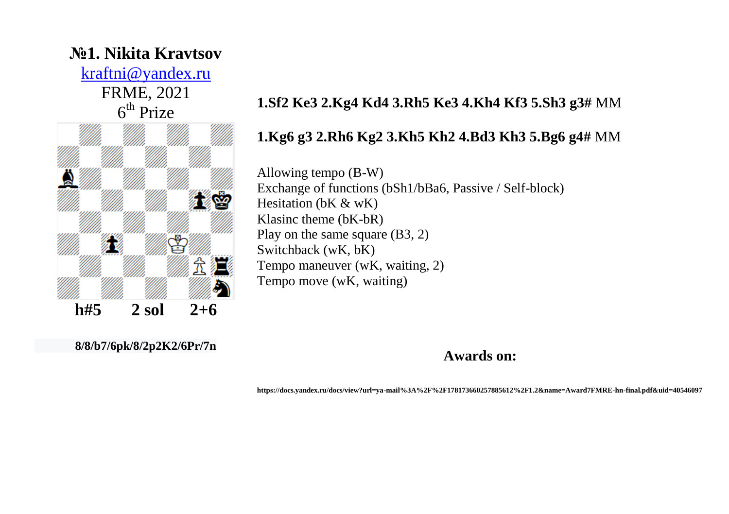# №1. Nikita Kravtsov

kraftni@yandex.ru

FRME, 2021

6th Prize

**h#5 2 sol 2+6**

**8/8/b7/6pk/8/2p2K2/6Pr/7n**

**1.Sf2 Ke3 2.Kg4 Kd4 3.Rh5 Ke3 4.Kh4 Kf3 5.Sh3 g3#** MM

**1.Kg6 g3 2.Rh6 Kg2 3.Kh5 Kh2 4.Bd3 Kh3 5.Bg6 g4#** MM

Allowing tempo (B-W)
Exchange of functions (bSh1/bBa6, Passive / Self-block)
Hesitation (bK & wK)
Klasinc theme (bK-bR)
Play on the same square (B3, 2)
Switchback (wK, bK)
Tempo maneuver (wK, waiting, 2)
Tempo move (wK, waiting)

**Awards on:**

**https://docs.yandex.ru/docs/view?url=ya-mail%3A%2F%2F178173660257885612%2F1.2&name=Award7FMRE-hn-final.pdf&uid=40546097**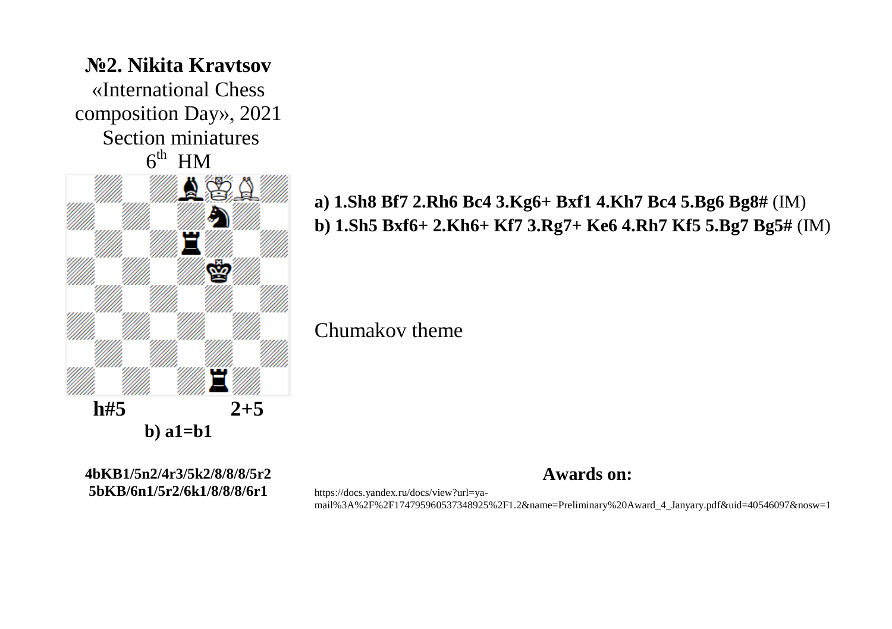**№2. Nikita Kravtsov**
«International Chess composition Day», 2021
Section miniatures
6th HM

**h#5** **2+5**

**b) a1=b1**

**4bKB1/5n2/4r3/5k2/8/8/8/5r2**
**5bKB/6n1/5r2/6k1/8/8/8/6r1**

**a) 1.Sh8 Bf7 2.Rh6 Bc4 3.Kg6+ Bxf1 4.Kh7 Bc4 5.Bg6 Bg8#** (IM)
**b) 1.Sh5 Bxf6+ 2.Kh6+ Kf7 3.Rg7+ Ke6 4.Rh7 Kf5 5.Bg7 Bg5#** (IM)

Chumakov theme

**Awards on:**

https://docs.yandex.ru/docs/view?url=ya-mail%3A%2F%2F174795960537348925%2F1.2&name=Preliminary%20Award_4_Janyary.pdf&uid=40546097&nosw=1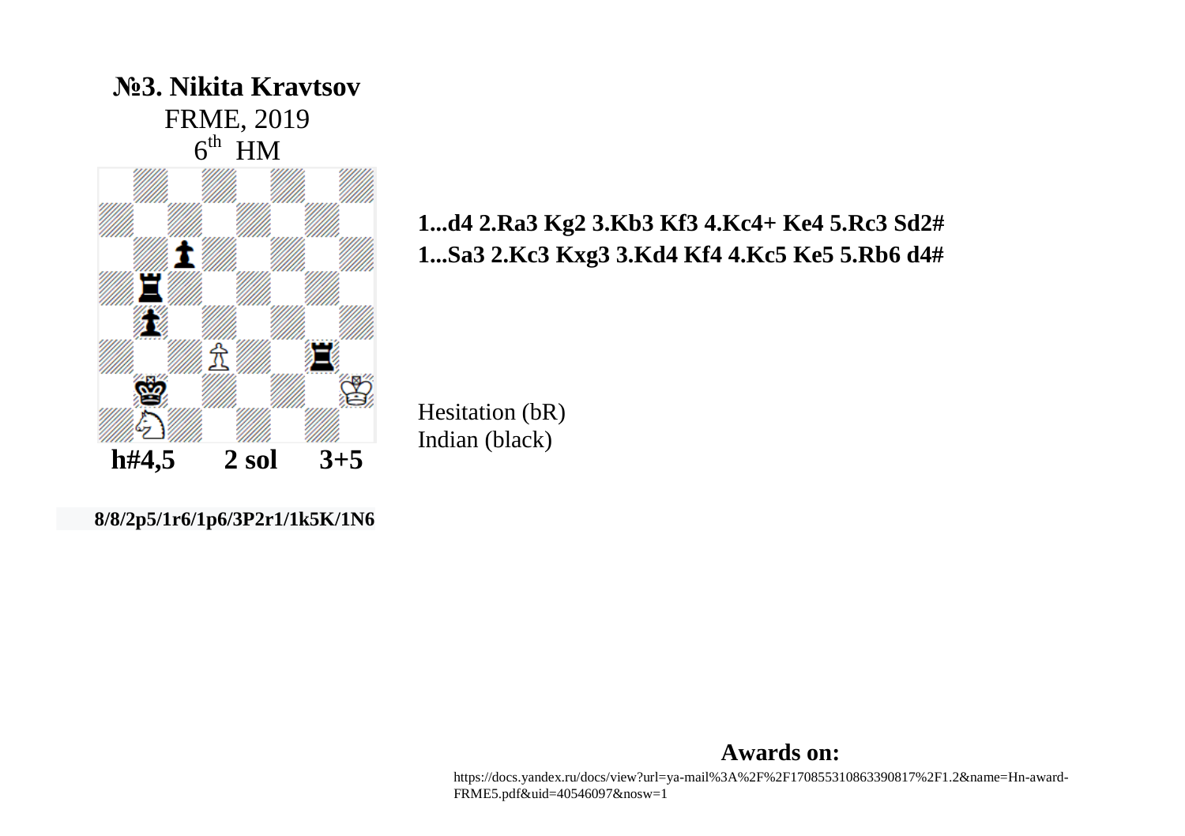## №3. Nikita Kravtsov

FRME, 2019

6th HM

**h#4,5 2 sol 3+5**

**8/8/2p5/1r6/1p6/3P2r1/1k5K/1N6**

**1...d4 2.Ra3 Kg2 3.Kb3 Kf3 4.Kc4+ Ke4 5.Rc3 Sd2#**
**1...Sa3 2.Kc3 Kxg3 3.Kd4 Kf4 4.Kc5 Ke5 5.Rb6 d4#**

Hesitation (bR)
Indian (black)

**Awards on:**

https://docs.yandex.ru/docs/view?url=ya-mail%3A%2F%2F170855310863390817%2F1.2&name=Hn-award-FRME5.pdf&uid=40546097&nosw=1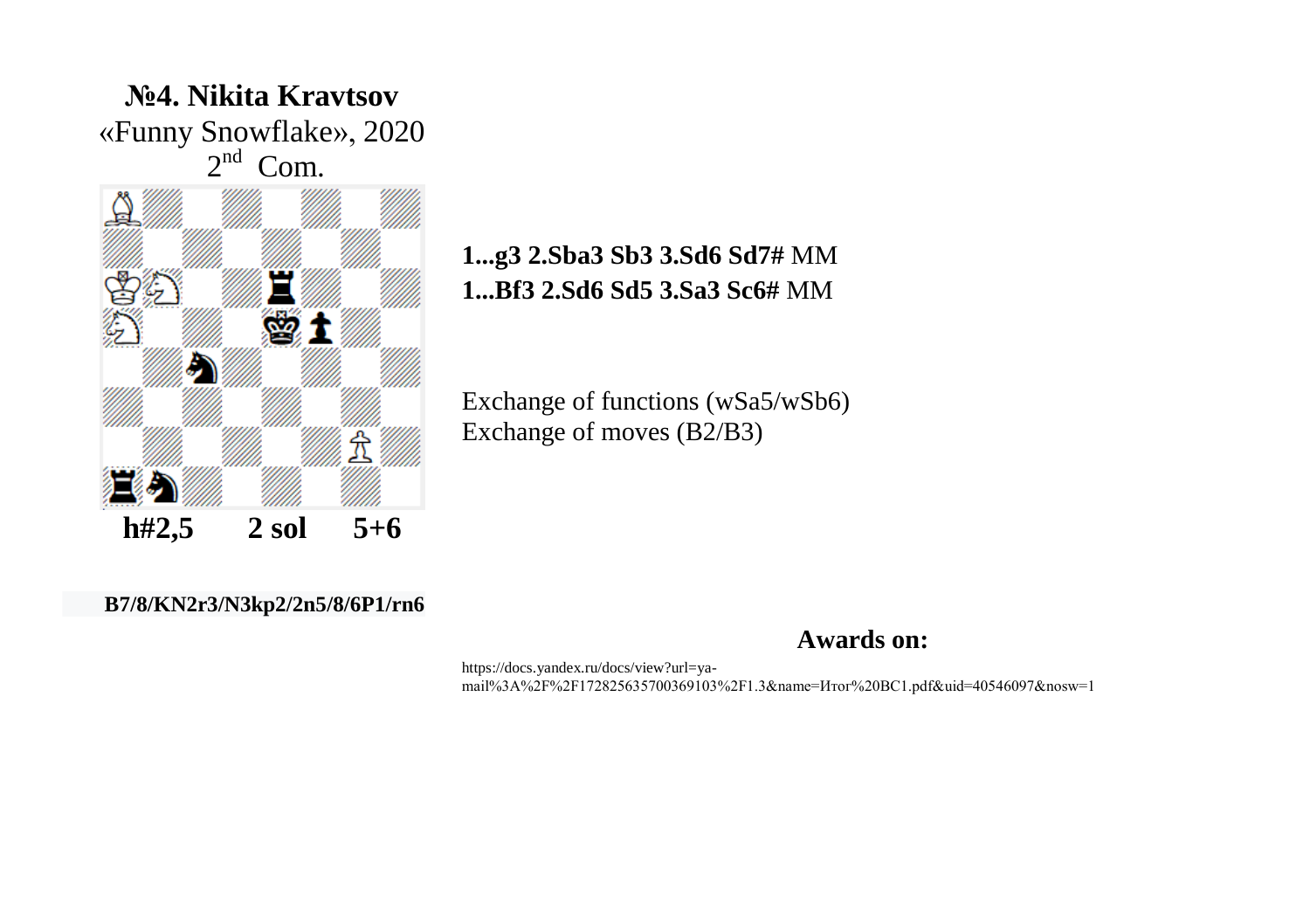## №4. Nikita Kravtsov

«Funny Snowflake», 2020

2nd Com.

**h#2,5 2 sol 5+6**

**B7/8/KN2r3/N3kp2/2n5/8/6P1/rn6**

**1...g3 2.Sba3 Sb3 3.Sd6 Sd7#** MM

**1...Bf3 2.Sd6 Sd5 3.Sa3 Sc6#** MM

Exchange of functions (wSa5/wSb6)

Exchange of moves (B2/B3)

**Awards on:**

https://docs.yandex.ru/docs/view?url=ya-mail%3A%2F%2F172825635700369103%2F1.3&name=Итог%20BC1.pdf&uid=40546097&nosw=1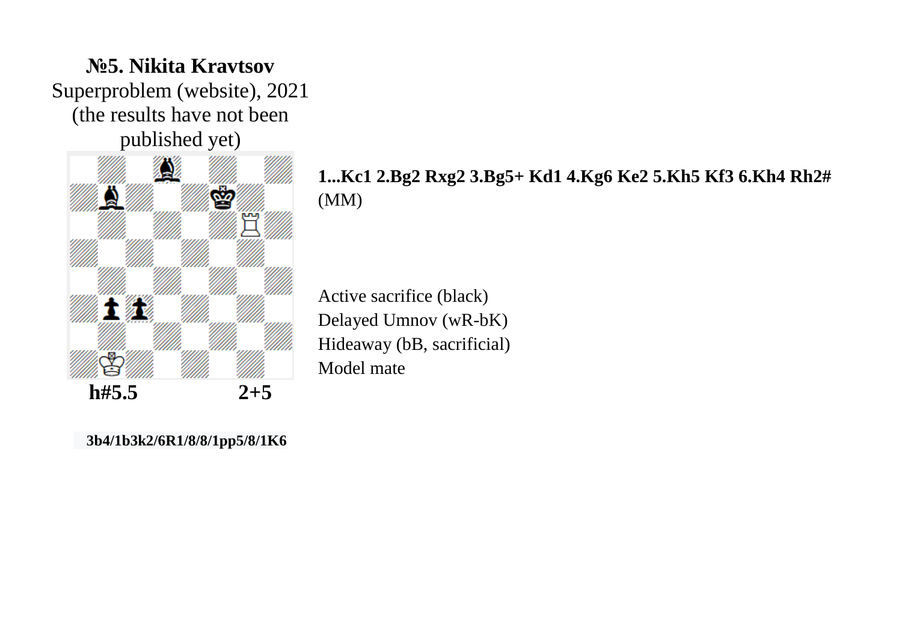**№5. Nikita Kravtsov**
Superproblem (website), 2021
(the results have not been published yet)

**h#5.5** **2+5**

**3b4/1b3k2/6R1/8/8/1pp5/8/1K6**

**1...Kc1 2.Bg2 Rxg2 3.Bg5+ Kd1 4.Kg6 Ke2 5.Kh5 Kf3 6.Kh4 Rh2#** (MM)

Active sacrifice (black)
Delayed Umnov (wR-bK)
Hideaway (bB, sacrificial)
Model mate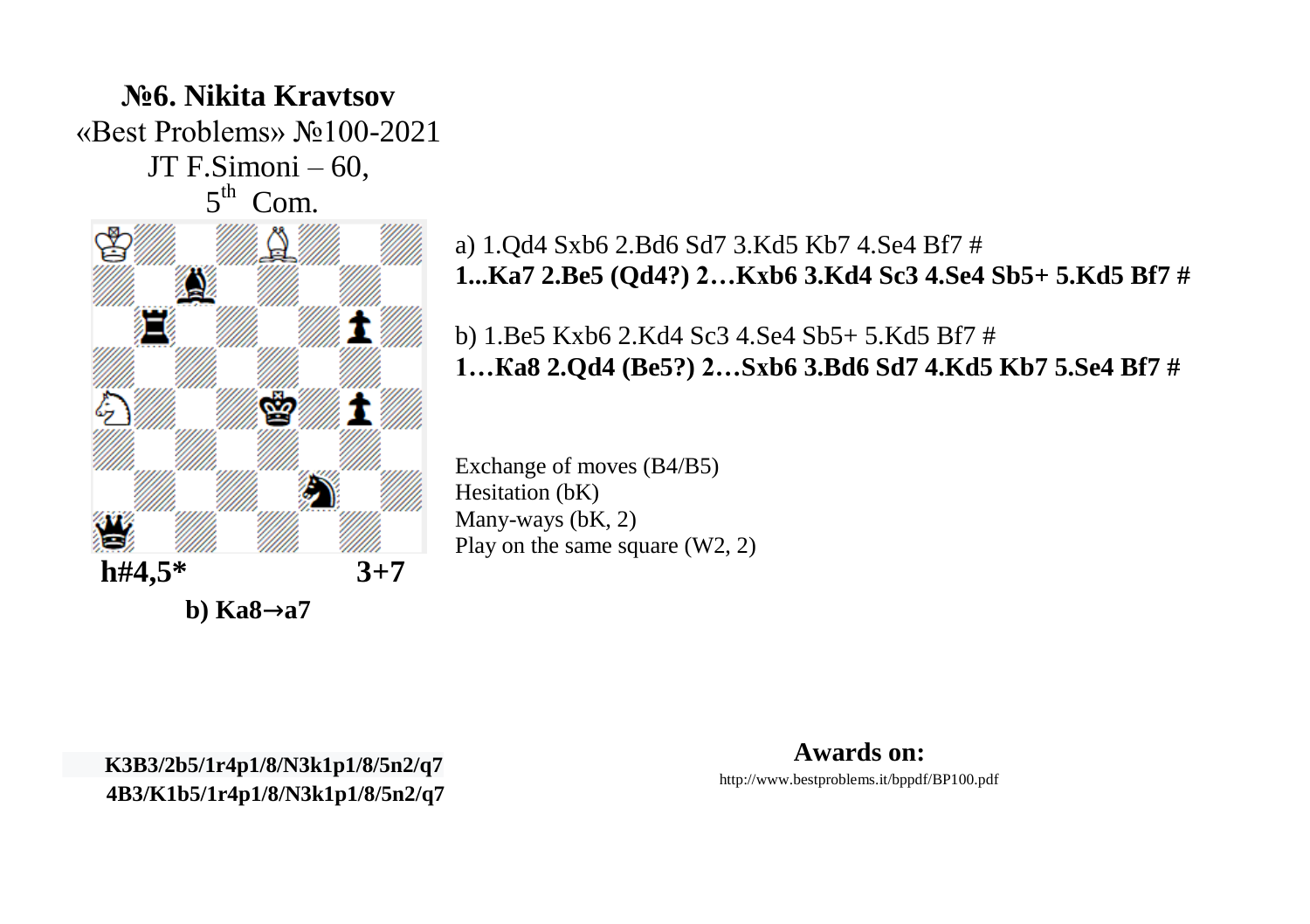**№6. Nikita Kravtsov**

«Best Problems» №100-2021

JT F.Simoni – 60,

5th Com.

**h#4,5*** **3+7**

**b) Ka8→a7**

a) 1.Qd4 Sxb6 2.Bd6 Sd7 3.Kd5 Kb7 4.Se4 Bf7 #

**1...Ka7 2.Be5 (Qd4?) 2…Kxb6 3.Kd4 Sc3 4.Se4 Sb5+ 5.Kd5 Bf7 #**

b) 1.Be5 Kxb6 2.Kd4 Sc3 4.Se4 Sb5+ 5.Kd5 Bf7 #

**1…Кa8 2.Qd4 (Be5?) 2…Sxb6 3.Bd6 Sd7 4.Kd5 Kb7 5.Se4 Bf7 #**

Exchange of moves (B4/B5)

Hesitation (bK)

Many-ways (bK, 2)

Play on the same square (W2, 2)

**K3B3/2b5/1r4p1/8/N3k1p1/8/5n2/q7**

**4B3/K1b5/1r4p1/8/N3k1p1/8/5n2/q7**

**Awards on:**

http://www.bestproblems.it/bppdf/BP100.pdf